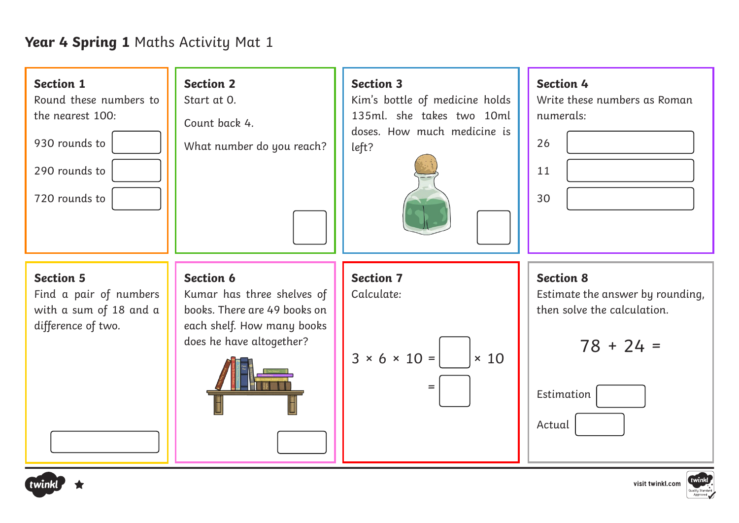# **Year 4 Spring 1** Maths Activity Mat 1

## Section 1

Round these numbers to the nearest 100:

930 rounds to

290 rounds to

720 rounds to

## Section 2

Start at 0.

Count back 4.

What number do you reach?

## Section 3

Kim's bottle of medicine holds 135ml. she takes two 10ml doses. How much medicine is left?

## Section 4

Write these numbers as Roman numerals:

26

11

30

## Section 5

Find a pair of numbers with a sum of 18 and a difference of two.

## Section 6

Kumar has three shelves of books. There are 49 books on each shelf. How many books does he have altogether?

## Section 7

Calculate:

$3 \times 6 \times 10 = \square \times 10$

$= \square$

## Section 8

Estimate the answer by rounding, then solve the calculation.

$78 + 24 =$

Estimation

Actual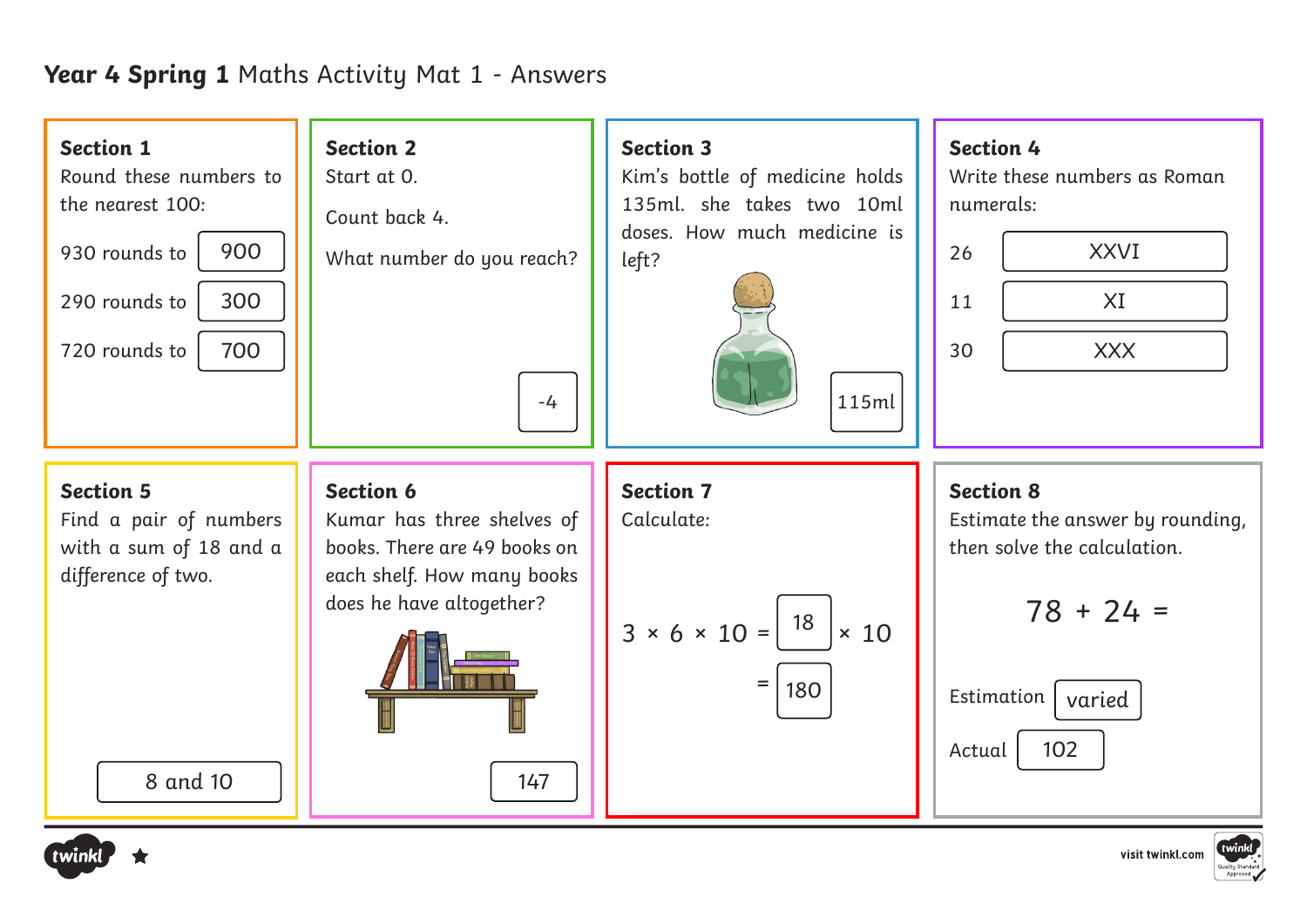# **Year 4 Spring 1** Maths Activity Mat 1 - Answers

### Section 1

Round these numbers to the nearest 100:

930 rounds to 900

290 rounds to 300

720 rounds to 700

### Section 2

Start at 0.

Count back 4.

What number do you reach?

-4

### Section 3

Kim's bottle of medicine holds 135ml. she takes two 10ml doses. How much medicine is left?

115ml

### Section 4

Write these numbers as Roman numerals:

26 XXVI

11 XI

30 XXX

### Section 5

Find a pair of numbers with a sum of 18 and a difference of two.

8 and 10

### Section 6

Kumar has three shelves of books. There are 49 books on each shelf. How many books does he have altogether?

147

### Section 7

Calculate:

$3 \times 6 \times 10 = 18 \times 10$

$= 180$

### Section 8

Estimate the answer by rounding, then solve the calculation.

$78 + 24 =$

Estimation varied

Actual 102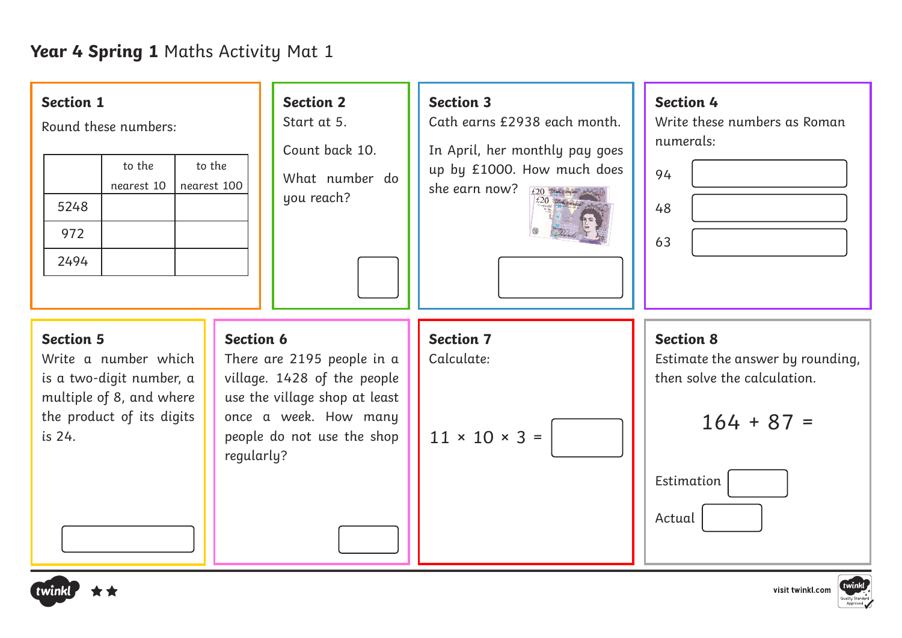# **Year 4 Spring 1** Maths Activity Mat 1

## Section 1

Round these numbers:

| | to the nearest 10 | to the nearest 100 |
|---|---|---|
| 5248 | | |
| 972 | | |
| 2494 | | |

## Section 2

Start at 5.

Count back 10.

What number do you reach?

## Section 3

Cath earns £2938 each month.

In April, her monthly pay goes up by £1000. How much does she earn now?

## Section 4

Write these numbers as Roman numerals:

94

48

63

## Section 5

Write a number which is a two-digit number, a multiple of 8, and where the product of its digits is 24.

## Section 6

There are 2195 people in a village. 1428 of the people use the village shop at least once a week. How many people do not use the shop regularly?

## Section 7

Calculate:

$11 \times 10 \times 3 =$

## Section 8

Estimate the answer by rounding, then solve the calculation.

$164 + 87 =$

Estimation

Actual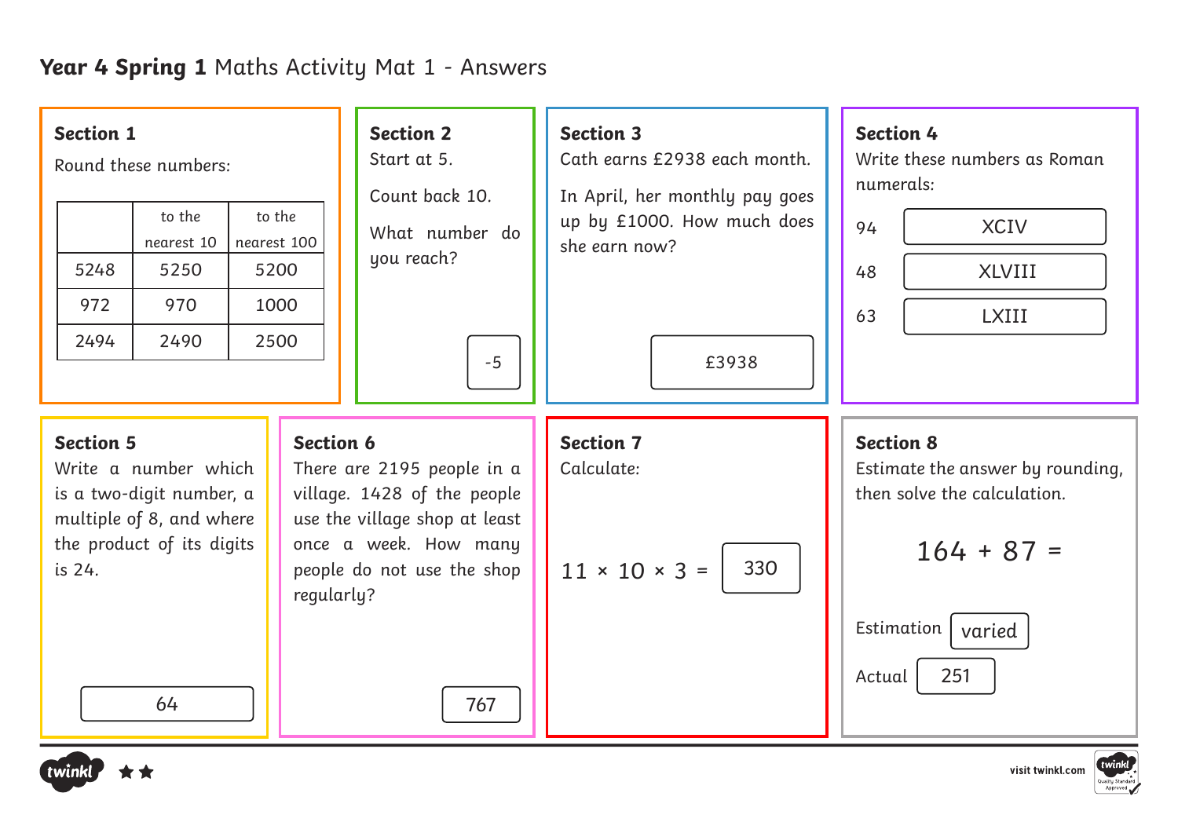# **Year 4 Spring 1** Maths Activity Mat 1 - Answers

## Section 1

Round these numbers:

| | to the nearest 10 | to the nearest 100 |
|---|---|---|
| 5248 | 5250 | 5200 |
| 972 | 970 | 1000 |
| 2494 | 2490 | 2500 |

## Section 2

Start at 5.

Count back 10.

What number do you reach?

-5

## Section 3

Cath earns £2938 each month.

In April, her monthly pay goes up by £1000. How much does she earn now?

£3938

## Section 4

Write these numbers as Roman numerals:

94 XCIV

48 XLVIII

63 LXIII

## Section 5

Write a number which is a two-digit number, a multiple of 8, and where the product of its digits is 24.

64

## Section 6

There are 2195 people in a village. 1428 of the people use the village shop at least once a week. How many people do not use the shop regularly?

767

## Section 7

Calculate:

11 × 10 × 3 = 330

## Section 8

Estimate the answer by rounding, then solve the calculation.

164 + 87 =

Estimation: varied

Actual: 251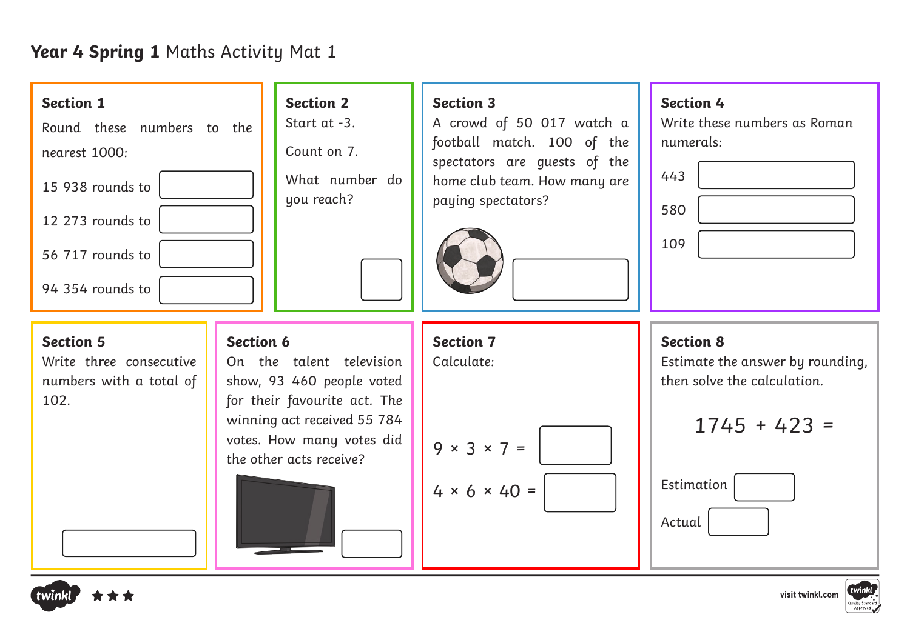# **Year 4 Spring 1** Maths Activity Mat 1

## Section 1

Round these numbers to the nearest 1000:

15 938 rounds to

12 273 rounds to

56 717 rounds to

94 354 rounds to

## Section 2

Start at -3.

Count on 7.

What number do you reach?

## Section 3

A crowd of 50 017 watch a football match. 100 of the spectators are guests of the home club team. How many are paying spectators?

## Section 4

Write these numbers as Roman numerals:

443

580

109

## Section 5

Write three consecutive numbers with a total of 102.

## Section 6

On the talent television show, 93 460 people voted for their favourite act. The winning act received 55 784 votes. How many votes did the other acts receive?

## Section 7

Calculate:

$9 \times 3 \times 7 =$

$4 \times 6 \times 40 =$

## Section 8

Estimate the answer by rounding, then solve the calculation.

$1745 + 423 =$

Estimation

Actual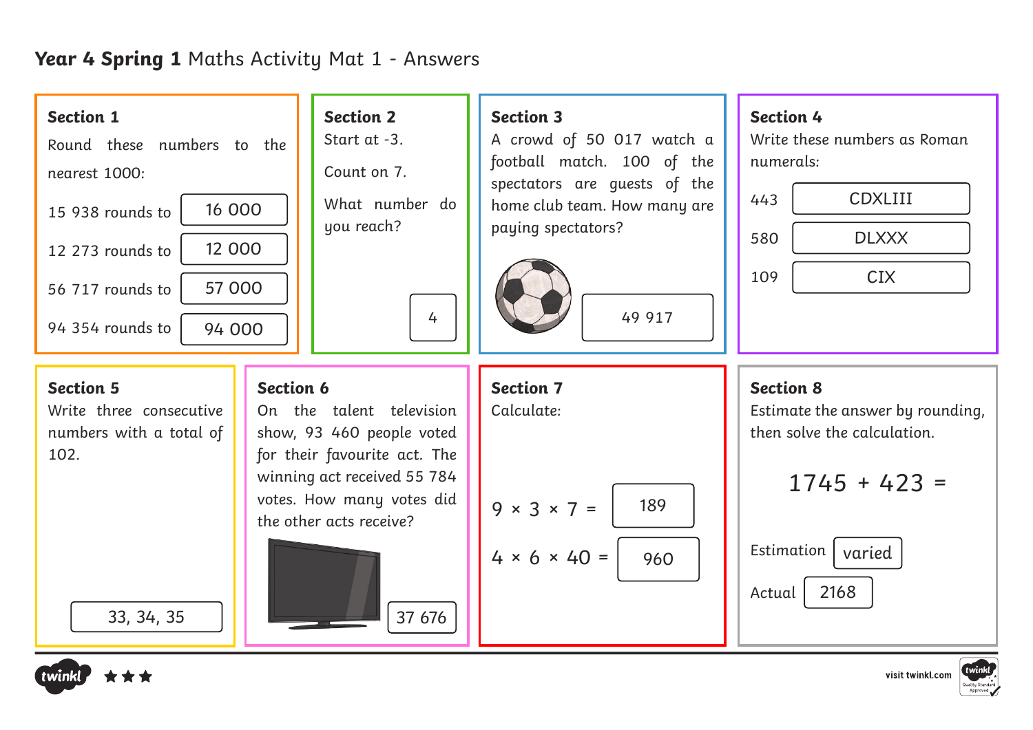# Year 4 Spring 1 Maths Activity Mat 1 - Answers

## Section 1

Round these numbers to the nearest 1000:

15 938 rounds to **16 000**

12 273 rounds to **12 000**

56 717 rounds to **57 000**

94 354 rounds to **94 000**

## Section 2

Start at -3.

Count on 7.

What number do you reach?

**4**

## Section 3

A crowd of 50 017 watch a football match. 100 of the spectators are guests of the home club team. How many are paying spectators?

**49 917**

## Section 4

Write these numbers as Roman numerals:

443 **CDXLIII**

580 **DLXXX**

109 **CIX**

## Section 5

Write three consecutive numbers with a total of 102.

**33, 34, 35**

## Section 6

On the talent television show, 93 460 people voted for their favourite act. The winning act received 55 784 votes. How many votes did the other acts receive?

**37 676**

## Section 7

Calculate:

9 × 3 × 7 = **189**

4 × 6 × 40 = **960**

## Section 8

Estimate the answer by rounding, then solve the calculation.

1745 + 423 =

Estimation **varied**

Actual **2168**